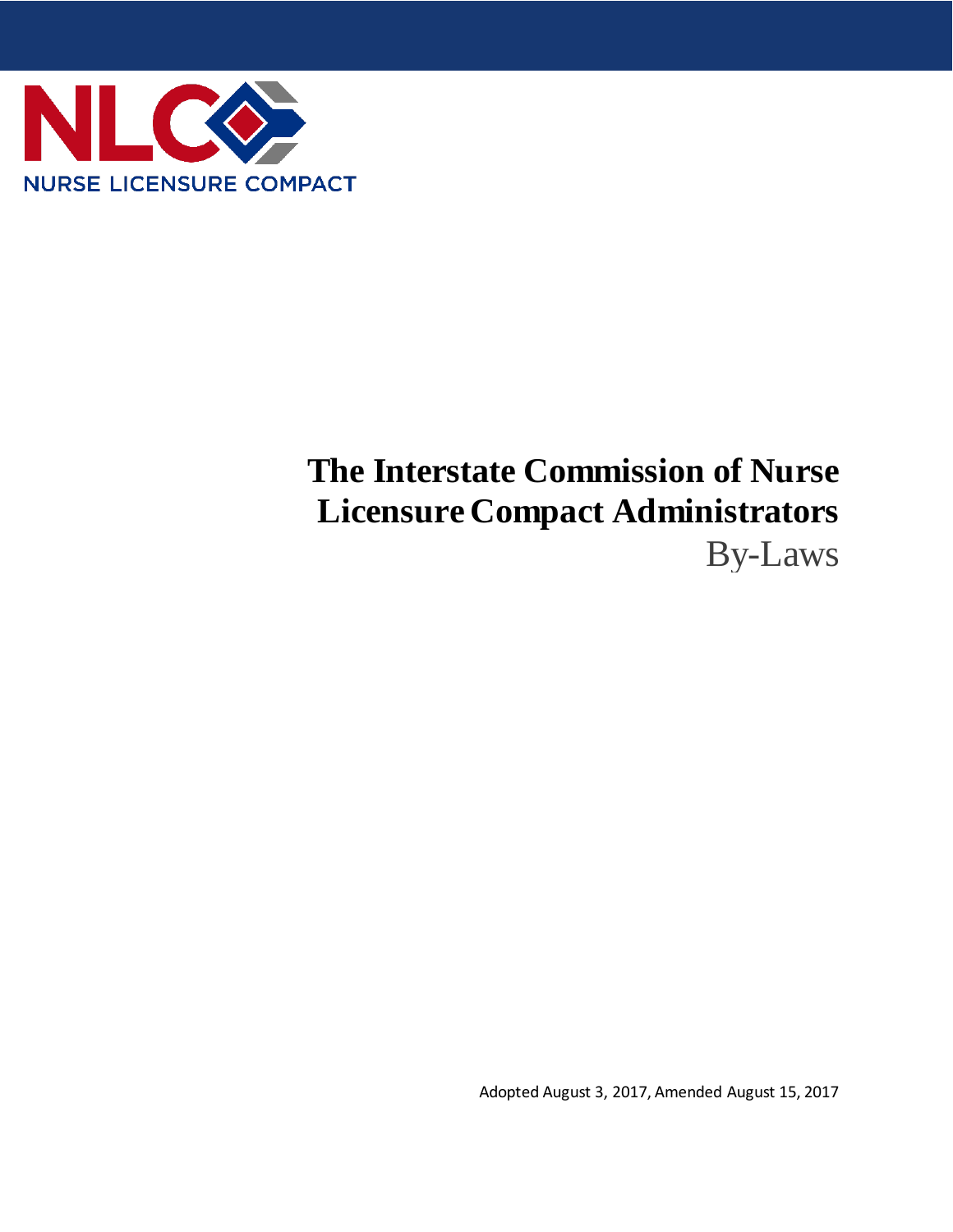NLC

NURSE LICENSURE COMPACT

# The Interstate Commission of Nurse Licensure Compact Administrators

## By-Laws

Adopted August 3, 2017, Amended August 15, 2017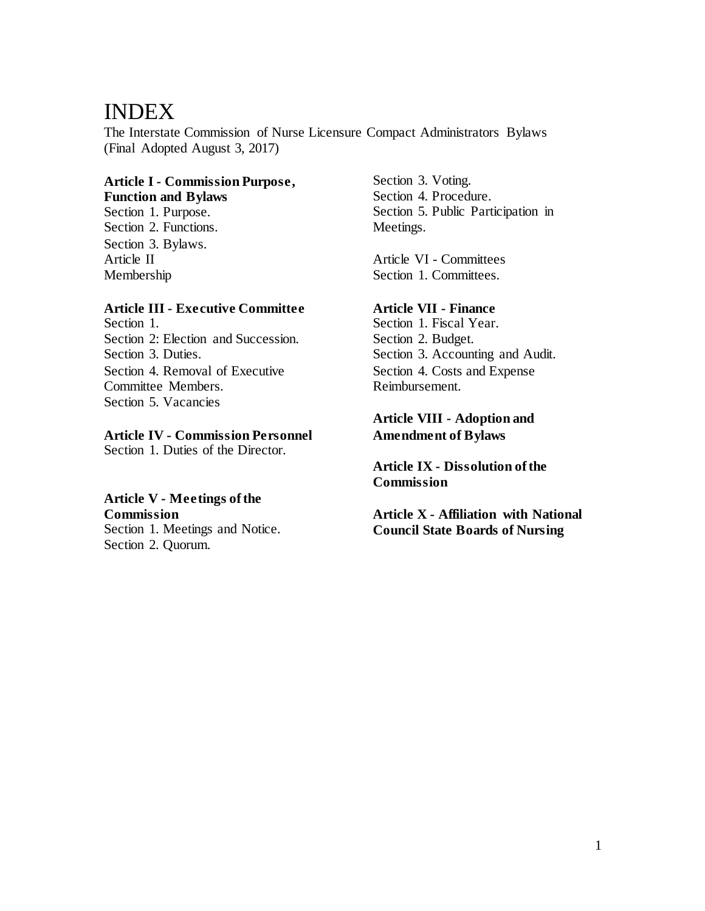# INDEX

The Interstate Commission of Nurse Licensure Compact Administrators Bylaws
(Final Adopted August 3, 2017)

**Article I - Commission Purpose, Function and Bylaws**
Section 1. Purpose.
Section 2. Functions.
Section 3. Bylaws.

Article II
Membership

**Article III - Executive Committee**
Section 1.
Section 2: Election and Succession.
Section 3. Duties.
Section 4. Removal of Executive Committee Members.
Section 5. Vacancies

**Article IV - Commission Personnel**
Section 1. Duties of the Director.

**Article V - Meetings of the Commission**
Section 1. Meetings and Notice.
Section 2. Quorum.
Section 3. Voting.
Section 4. Procedure.
Section 5. Public Participation in Meetings.

Article VI - Committees
Section 1. Committees.

**Article VII - Finance**
Section 1. Fiscal Year.
Section 2. Budget.
Section 3. Accounting and Audit.
Section 4. Costs and Expense Reimbursement.

**Article VIII - Adoption and Amendment of Bylaws**

**Article IX - Dissolution of the Commission**

**Article X - Affiliation with National Council State Boards of Nursing**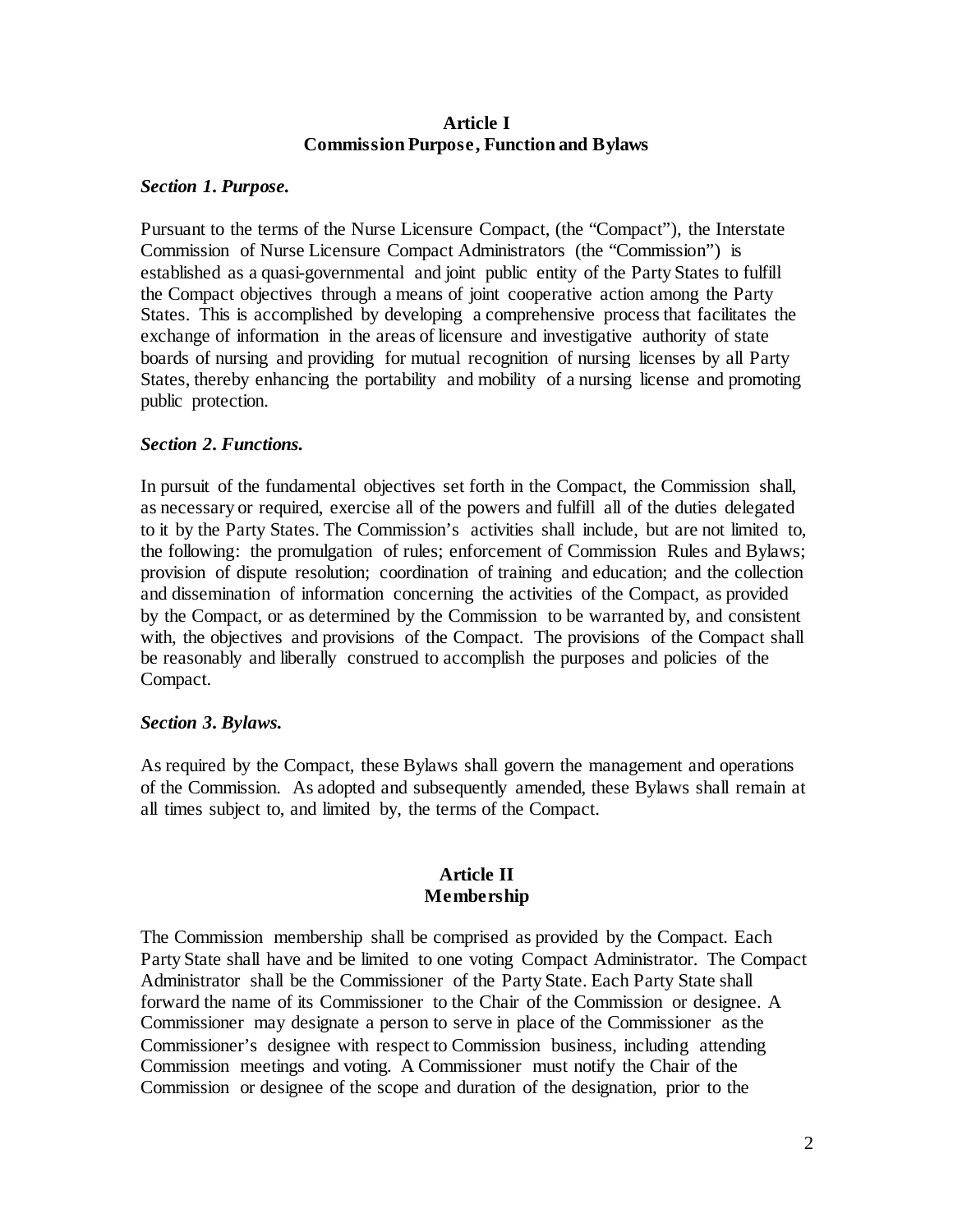## Article I
## Commission Purpose, Function and Bylaws

### *Section 1. Purpose.*

Pursuant to the terms of the Nurse Licensure Compact, (the "Compact"), the Interstate Commission of Nurse Licensure Compact Administrators (the "Commission") is established as a quasi-governmental and joint public entity of the Party States to fulfill the Compact objectives through a means of joint cooperative action among the Party States. This is accomplished by developing a comprehensive process that facilitates the exchange of information in the areas of licensure and investigative authority of state boards of nursing and providing for mutual recognition of nursing licenses by all Party States, thereby enhancing the portability and mobility of a nursing license and promoting public protection.

### *Section 2. Functions.*

In pursuit of the fundamental objectives set forth in the Compact, the Commission shall, as necessary or required, exercise all of the powers and fulfill all of the duties delegated to it by the Party States. The Commission's activities shall include, but are not limited to, the following: the promulgation of rules; enforcement of Commission Rules and Bylaws; provision of dispute resolution; coordination of training and education; and the collection and dissemination of information concerning the activities of the Compact, as provided by the Compact, or as determined by the Commission to be warranted by, and consistent with, the objectives and provisions of the Compact. The provisions of the Compact shall be reasonably and liberally construed to accomplish the purposes and policies of the Compact.

### *Section 3. Bylaws.*

As required by the Compact, these Bylaws shall govern the management and operations of the Commission. As adopted and subsequently amended, these Bylaws shall remain at all times subject to, and limited by, the terms of the Compact.

## Article II
## Membership

The Commission membership shall be comprised as provided by the Compact. Each Party State shall have and be limited to one voting Compact Administrator. The Compact Administrator shall be the Commissioner of the Party State. Each Party State shall forward the name of its Commissioner to the Chair of the Commission or designee. A Commissioner may designate a person to serve in place of the Commissioner as the Commissioner's designee with respect to Commission business, including attending Commission meetings and voting. A Commissioner must notify the Chair of the Commission or designee of the scope and duration of the designation, prior to the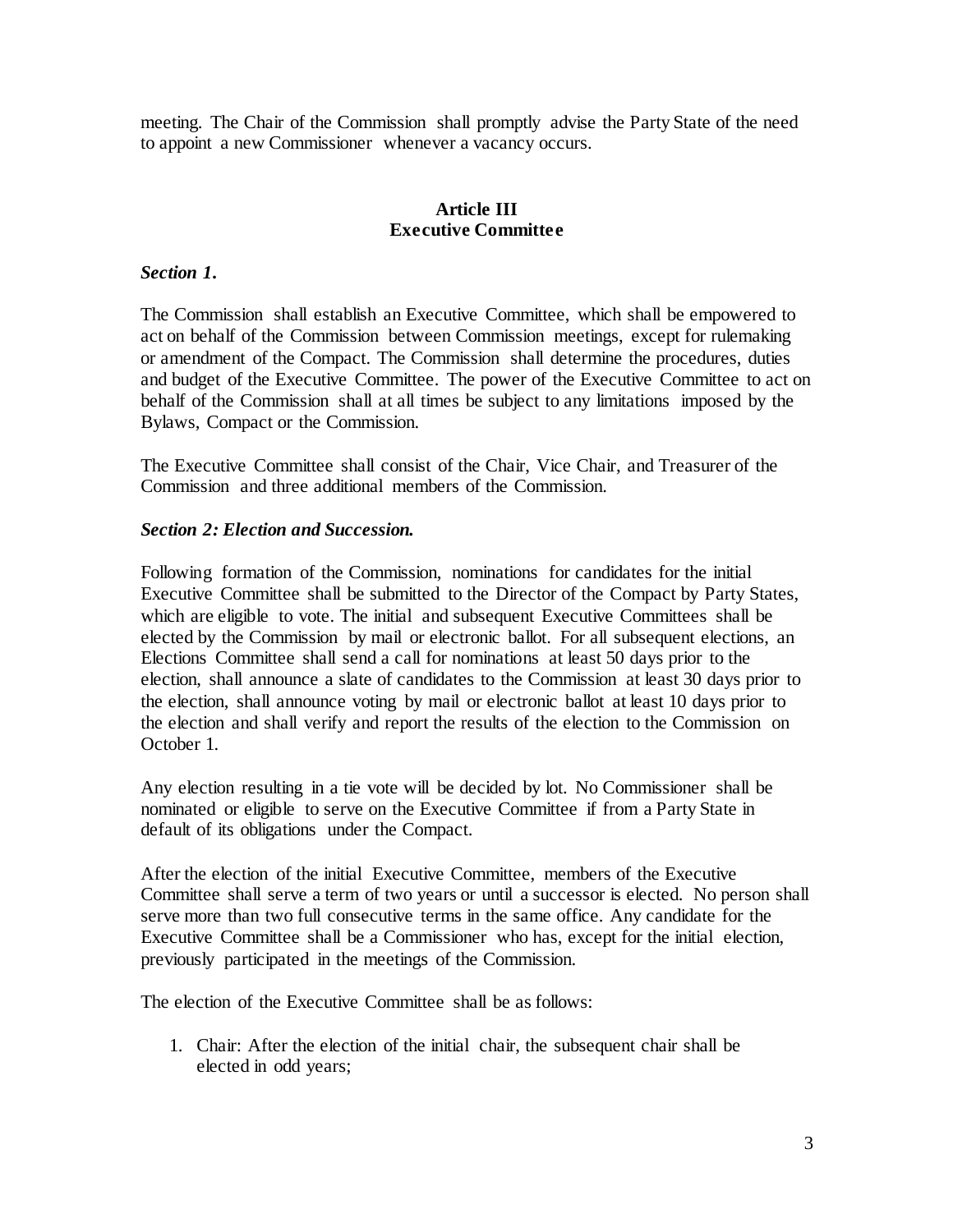meeting. The Chair of the Commission shall promptly advise the Party State of the need to appoint a new Commissioner whenever a vacancy occurs.

## Article III
## Executive Committee

***Section 1.***

The Commission shall establish an Executive Committee, which shall be empowered to act on behalf of the Commission between Commission meetings, except for rulemaking or amendment of the Compact. The Commission shall determine the procedures, duties and budget of the Executive Committee. The power of the Executive Committee to act on behalf of the Commission shall at all times be subject to any limitations imposed by the Bylaws, Compact or the Commission.

The Executive Committee shall consist of the Chair, Vice Chair, and Treasurer of the Commission and three additional members of the Commission.

***Section 2: Election and Succession.***

Following formation of the Commission, nominations for candidates for the initial Executive Committee shall be submitted to the Director of the Compact by Party States, which are eligible to vote. The initial and subsequent Executive Committees shall be elected by the Commission by mail or electronic ballot. For all subsequent elections, an Elections Committee shall send a call for nominations at least 50 days prior to the election, shall announce a slate of candidates to the Commission at least 30 days prior to the election, shall announce voting by mail or electronic ballot at least 10 days prior to the election and shall verify and report the results of the election to the Commission on October 1.

Any election resulting in a tie vote will be decided by lot. No Commissioner shall be nominated or eligible to serve on the Executive Committee if from a Party State in default of its obligations under the Compact.

After the election of the initial Executive Committee, members of the Executive Committee shall serve a term of two years or until a successor is elected. No person shall serve more than two full consecutive terms in the same office. Any candidate for the Executive Committee shall be a Commissioner who has, except for the initial election, previously participated in the meetings of the Commission.

The election of the Executive Committee shall be as follows:

1. Chair: After the election of the initial chair, the subsequent chair shall be elected in odd years;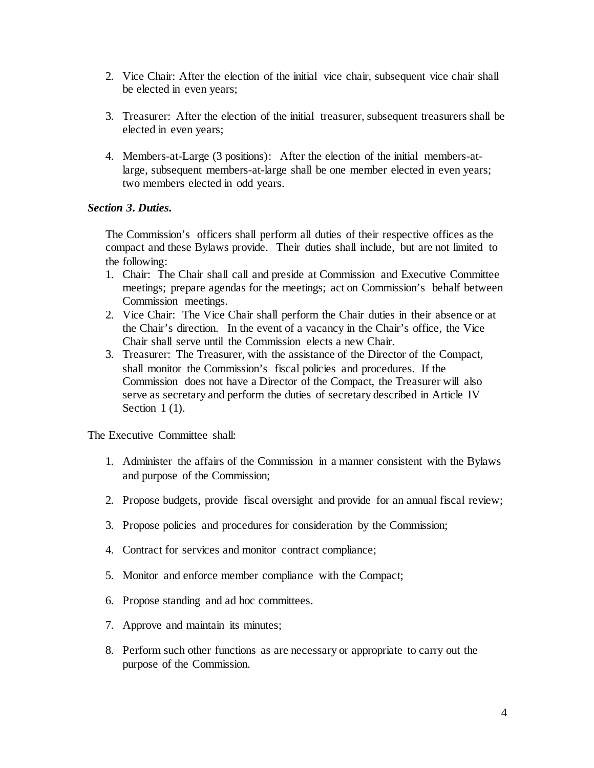2. Vice Chair: After the election of the initial vice chair, subsequent vice chair shall be elected in even years;

3. Treasurer: After the election of the initial treasurer, subsequent treasurers shall be elected in even years;

4. Members-at-Large (3 positions): After the election of the initial members-at-large, subsequent members-at-large shall be one member elected in even years; two members elected in odd years.

***Section 3. Duties.***

The Commission's officers shall perform all duties of their respective offices as the compact and these Bylaws provide. Their duties shall include, but are not limited to the following:

1. Chair: The Chair shall call and preside at Commission and Executive Committee meetings; prepare agendas for the meetings; act on Commission's behalf between Commission meetings.
2. Vice Chair: The Vice Chair shall perform the Chair duties in their absence or at the Chair's direction. In the event of a vacancy in the Chair's office, the Vice Chair shall serve until the Commission elects a new Chair.
3. Treasurer: The Treasurer, with the assistance of the Director of the Compact, shall monitor the Commission's fiscal policies and procedures. If the Commission does not have a Director of the Compact, the Treasurer will also serve as secretary and perform the duties of secretary described in Article IV Section 1 (1).

The Executive Committee shall:

1. Administer the affairs of the Commission in a manner consistent with the Bylaws and purpose of the Commission;

2. Propose budgets, provide fiscal oversight and provide for an annual fiscal review;

3. Propose policies and procedures for consideration by the Commission;

4. Contract for services and monitor contract compliance;

5. Monitor and enforce member compliance with the Compact;

6. Propose standing and ad hoc committees.

7. Approve and maintain its minutes;

8. Perform such other functions as are necessary or appropriate to carry out the purpose of the Commission.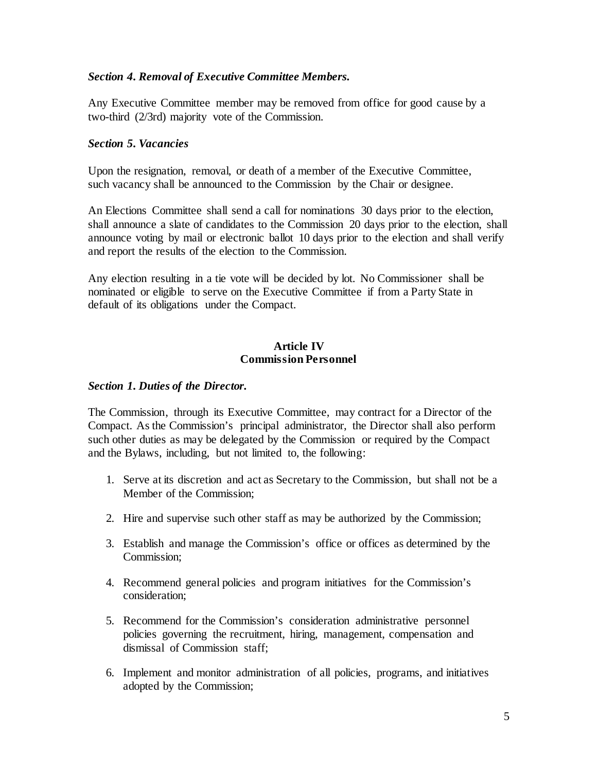### *Section 4. Removal of Executive Committee Members.*

Any Executive Committee member may be removed from office for good cause by a two-third (2/3rd) majority vote of the Commission.

### *Section 5. Vacancies*

Upon the resignation, removal, or death of a member of the Executive Committee, such vacancy shall be announced to the Commission by the Chair or designee.

An Elections Committee shall send a call for nominations 30 days prior to the election, shall announce a slate of candidates to the Commission 20 days prior to the election, shall announce voting by mail or electronic ballot 10 days prior to the election and shall verify and report the results of the election to the Commission.

Any election resulting in a tie vote will be decided by lot. No Commissioner shall be nominated or eligible to serve on the Executive Committee if from a Party State in default of its obligations under the Compact.

## Article IV
## Commission Personnel

### *Section 1. Duties of the Director.*

The Commission, through its Executive Committee, may contract for a Director of the Compact. As the Commission's principal administrator, the Director shall also perform such other duties as may be delegated by the Commission or required by the Compact and the Bylaws, including, but not limited to, the following:

1. Serve at its discretion and act as Secretary to the Commission, but shall not be a Member of the Commission;
2. Hire and supervise such other staff as may be authorized by the Commission;
3. Establish and manage the Commission's office or offices as determined by the Commission;
4. Recommend general policies and program initiatives for the Commission's consideration;
5. Recommend for the Commission's consideration administrative personnel policies governing the recruitment, hiring, management, compensation and dismissal of Commission staff;
6. Implement and monitor administration of all policies, programs, and initiatives adopted by the Commission;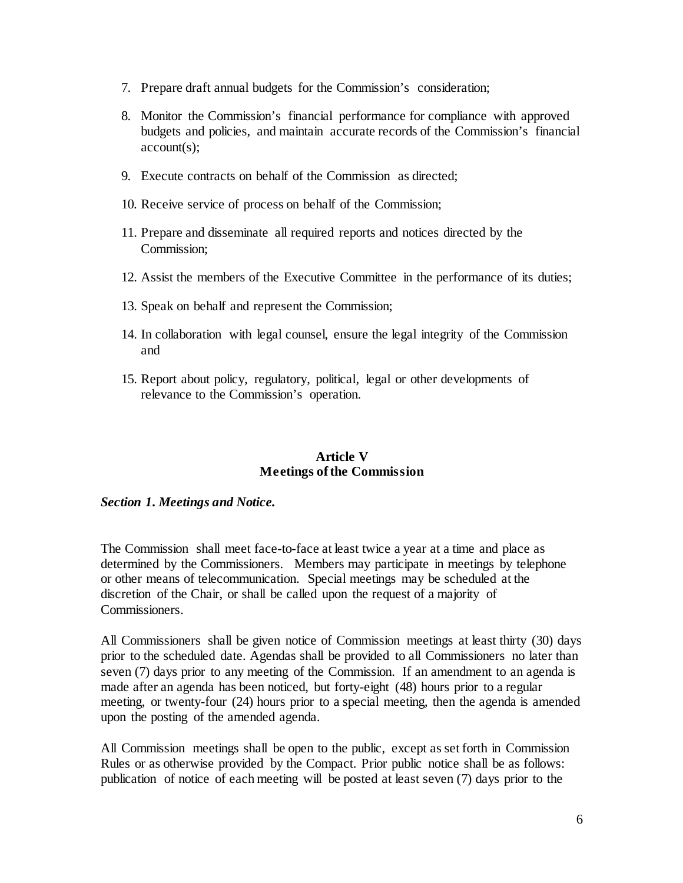7. Prepare draft annual budgets for the Commission's consideration;

8. Monitor the Commission's financial performance for compliance with approved budgets and policies, and maintain accurate records of the Commission's financial account(s);

9. Execute contracts on behalf of the Commission as directed;

10. Receive service of process on behalf of the Commission;

11. Prepare and disseminate all required reports and notices directed by the Commission;

12. Assist the members of the Executive Committee in the performance of its duties;

13. Speak on behalf and represent the Commission;

14. In collaboration with legal counsel, ensure the legal integrity of the Commission and

15. Report about policy, regulatory, political, legal or other developments of relevance to the Commission's operation.

## Article V
## Meetings of the Commission

### *Section 1. Meetings and Notice.*

The Commission shall meet face-to-face at least twice a year at a time and place as determined by the Commissioners. Members may participate in meetings by telephone or other means of telecommunication. Special meetings may be scheduled at the discretion of the Chair, or shall be called upon the request of a majority of Commissioners.

All Commissioners shall be given notice of Commission meetings at least thirty (30) days prior to the scheduled date. Agendas shall be provided to all Commissioners no later than seven (7) days prior to any meeting of the Commission. If an amendment to an agenda is made after an agenda has been noticed, but forty-eight (48) hours prior to a regular meeting, or twenty-four (24) hours prior to a special meeting, then the agenda is amended upon the posting of the amended agenda.

All Commission meetings shall be open to the public, except as set forth in Commission Rules or as otherwise provided by the Compact. Prior public notice shall be as follows: publication of notice of each meeting will be posted at least seven (7) days prior to the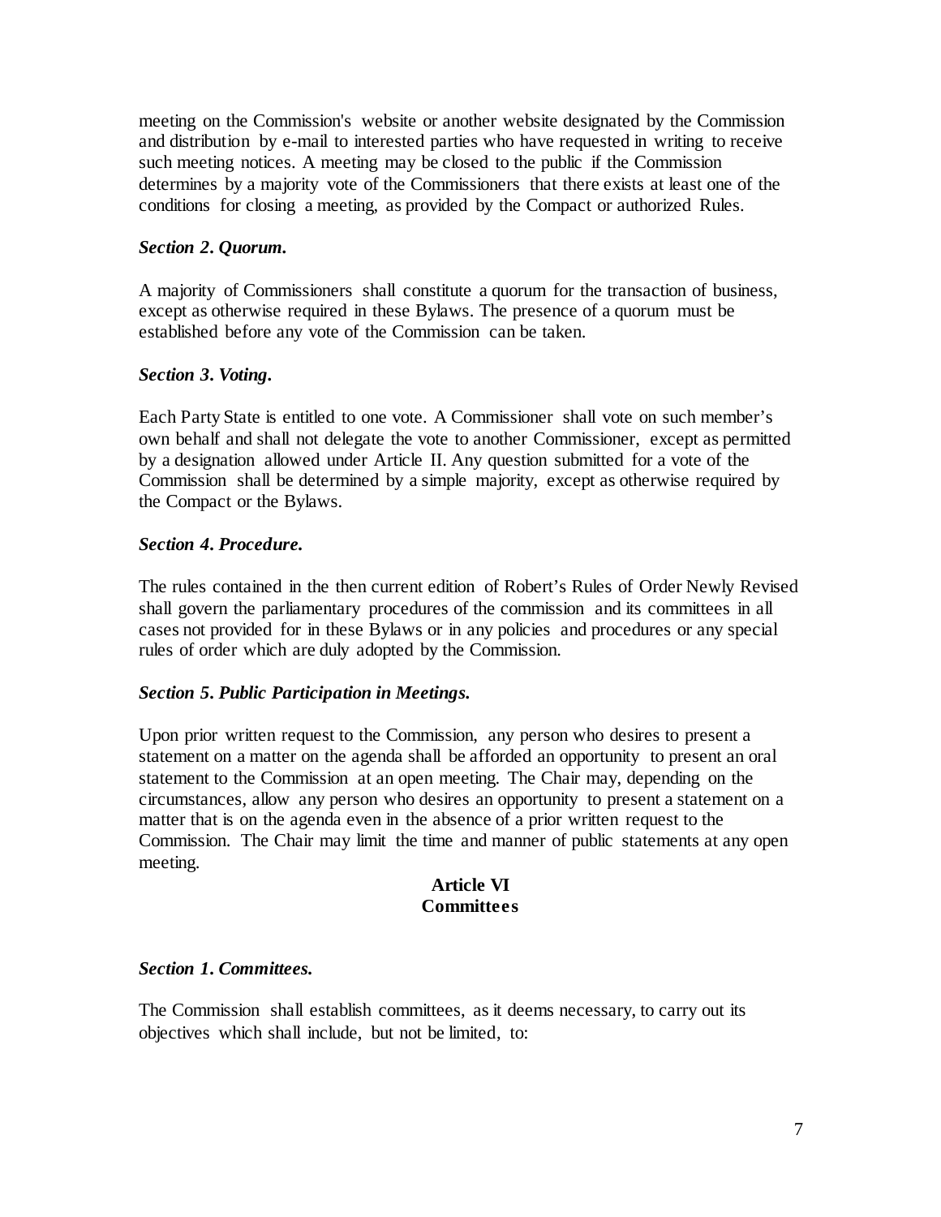meeting on the Commission's website or another website designated by the Commission and distribution by e-mail to interested parties who have requested in writing to receive such meeting notices. A meeting may be closed to the public if the Commission determines by a majority vote of the Commissioners that there exists at least one of the conditions for closing a meeting, as provided by the Compact or authorized Rules.

***Section 2. Quorum.***

A majority of Commissioners shall constitute a quorum for the transaction of business, except as otherwise required in these Bylaws. The presence of a quorum must be established before any vote of the Commission can be taken.

***Section 3. Voting.***

Each Party State is entitled to one vote. A Commissioner shall vote on such member's own behalf and shall not delegate the vote to another Commissioner, except as permitted by a designation allowed under Article II. Any question submitted for a vote of the Commission shall be determined by a simple majority, except as otherwise required by the Compact or the Bylaws.

***Section 4. Procedure.***

The rules contained in the then current edition of Robert's Rules of Order Newly Revised shall govern the parliamentary procedures of the commission and its committees in all cases not provided for in these Bylaws or in any policies and procedures or any special rules of order which are duly adopted by the Commission.

***Section 5. Public Participation in Meetings.***

Upon prior written request to the Commission, any person who desires to present a statement on a matter on the agenda shall be afforded an opportunity to present an oral statement to the Commission at an open meeting. The Chair may, depending on the circumstances, allow any person who desires an opportunity to present a statement on a matter that is on the agenda even in the absence of a prior written request to the Commission. The Chair may limit the time and manner of public statements at any open meeting.

## Article VI
## Committees

***Section 1. Committees.***

The Commission shall establish committees, as it deems necessary, to carry out its objectives which shall include, but not be limited, to: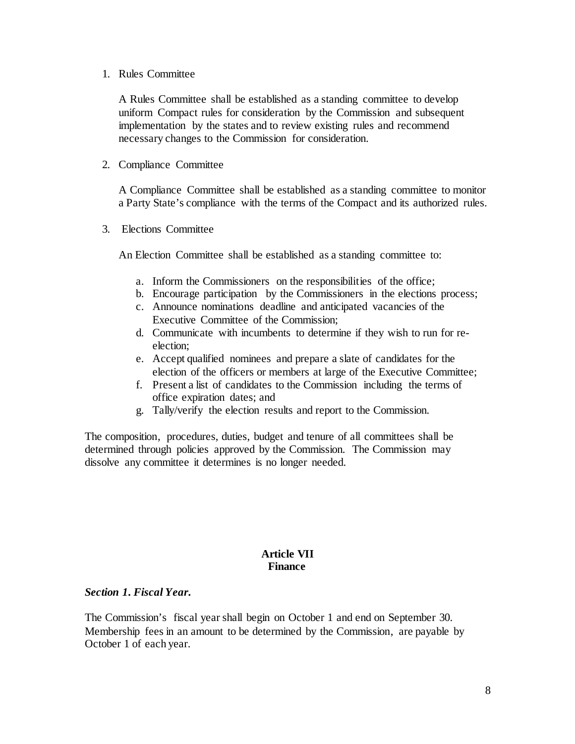1. Rules Committee

   A Rules Committee shall be established as a standing committee to develop uniform Compact rules for consideration by the Commission and subsequent implementation by the states and to review existing rules and recommend necessary changes to the Commission for consideration.

2. Compliance Committee

   A Compliance Committee shall be established as a standing committee to monitor a Party State's compliance with the terms of the Compact and its authorized rules.

3. Elections Committee

   An Election Committee shall be established as a standing committee to:

   a. Inform the Commissioners on the responsibilities of the office;
   b. Encourage participation by the Commissioners in the elections process;
   c. Announce nominations deadline and anticipated vacancies of the Executive Committee of the Commission;
   d. Communicate with incumbents to determine if they wish to run for re-election;
   e. Accept qualified nominees and prepare a slate of candidates for the election of the officers or members at large of the Executive Committee;
   f. Present a list of candidates to the Commission including the terms of office expiration dates; and
   g. Tally/verify the election results and report to the Commission.

The composition, procedures, duties, budget and tenure of all committees shall be determined through policies approved by the Commission. The Commission may dissolve any committee it determines is no longer needed.

## Article VII
## Finance

### *Section 1. Fiscal Year.*

The Commission's fiscal year shall begin on October 1 and end on September 30. Membership fees in an amount to be determined by the Commission, are payable by October 1 of each year.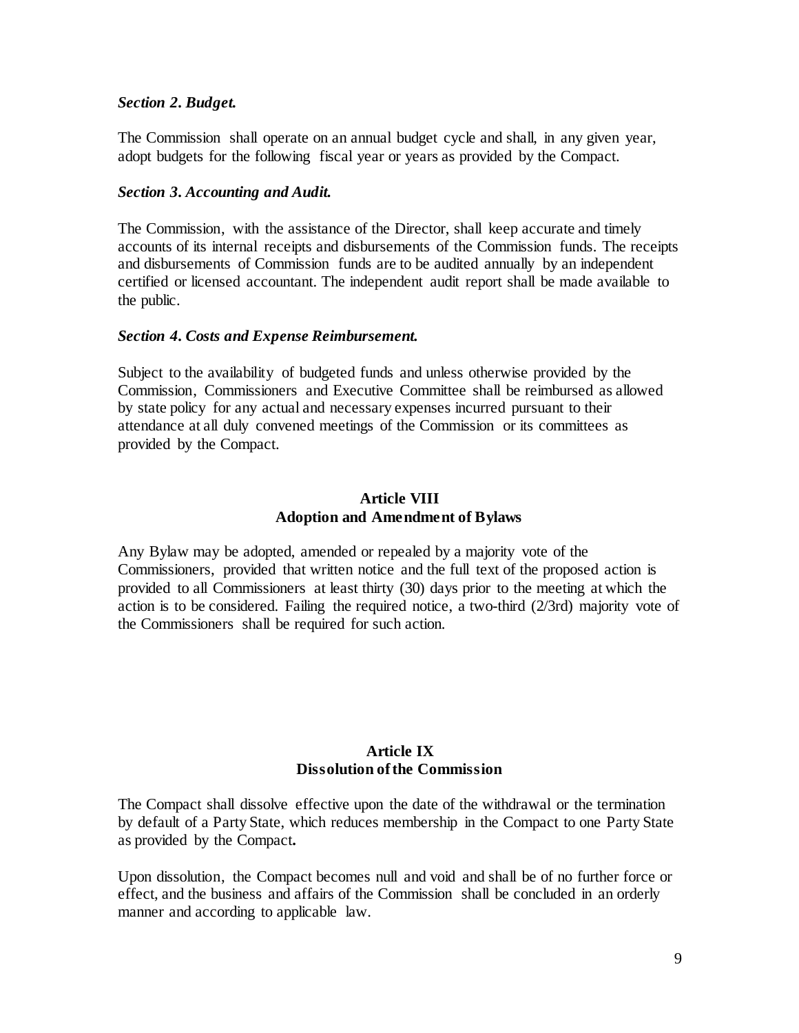### *Section 2. Budget.*

The Commission shall operate on an annual budget cycle and shall, in any given year, adopt budgets for the following fiscal year or years as provided by the Compact.

### *Section 3. Accounting and Audit.*

The Commission, with the assistance of the Director, shall keep accurate and timely accounts of its internal receipts and disbursements of the Commission funds. The receipts and disbursements of Commission funds are to be audited annually by an independent certified or licensed accountant. The independent audit report shall be made available to the public.

### *Section 4. Costs and Expense Reimbursement.*

Subject to the availability of budgeted funds and unless otherwise provided by the Commission, Commissioners and Executive Committee shall be reimbursed as allowed by state policy for any actual and necessary expenses incurred pursuant to their attendance at all duly convened meetings of the Commission or its committees as provided by the Compact.

## Article VIII
## Adoption and Amendment of Bylaws

Any Bylaw may be adopted, amended or repealed by a majority vote of the Commissioners, provided that written notice and the full text of the proposed action is provided to all Commissioners at least thirty (30) days prior to the meeting at which the action is to be considered. Failing the required notice, a two-third (2/3rd) majority vote of the Commissioners shall be required for such action.

## Article IX
## Dissolution of the Commission

The Compact shall dissolve effective upon the date of the withdrawal or the termination by default of a Party State, which reduces membership in the Compact to one Party State as provided by the Compact**.**

Upon dissolution, the Compact becomes null and void and shall be of no further force or effect, and the business and affairs of the Commission shall be concluded in an orderly manner and according to applicable law.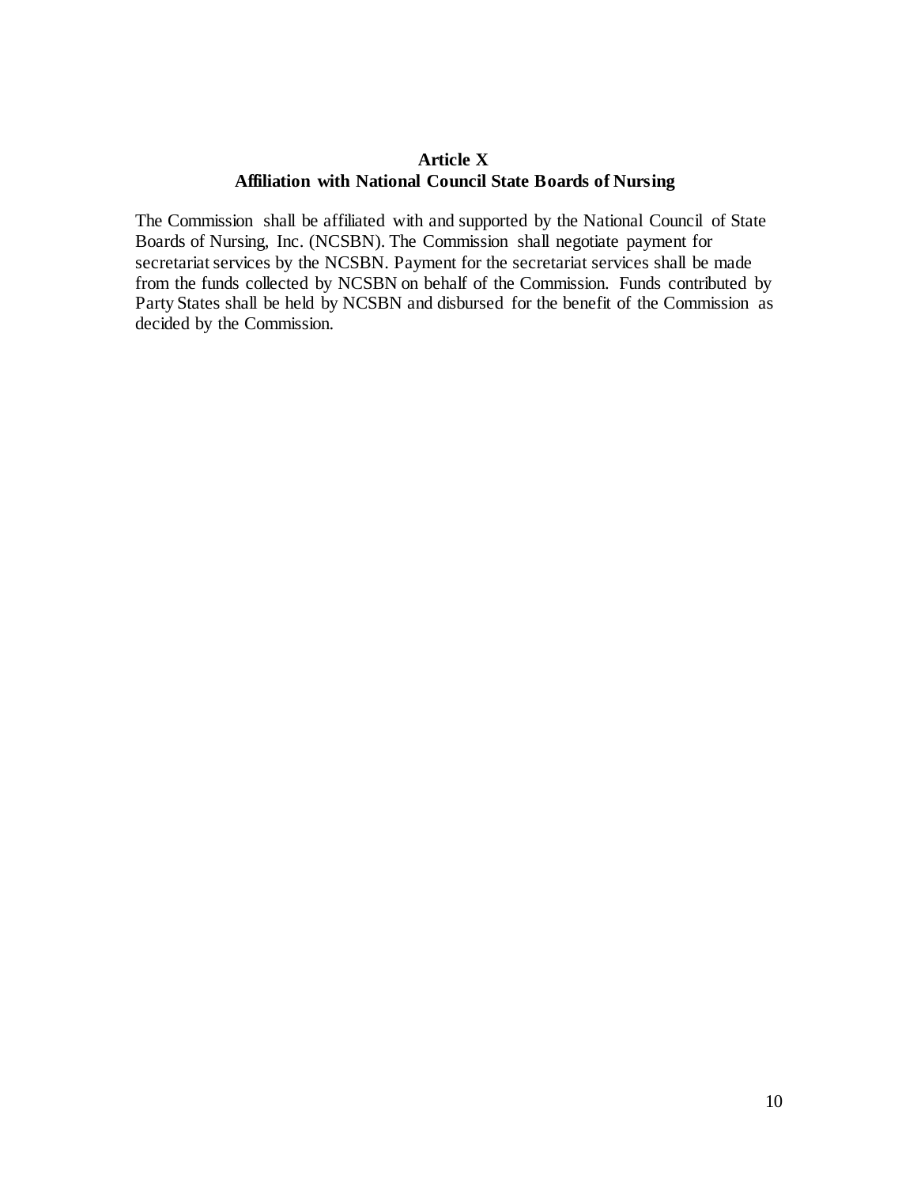## Article X
## Affiliation with National Council State Boards of Nursing

The Commission shall be affiliated with and supported by the National Council of State Boards of Nursing, Inc. (NCSBN). The Commission shall negotiate payment for secretariat services by the NCSBN. Payment for the secretariat services shall be made from the funds collected by NCSBN on behalf of the Commission. Funds contributed by Party States shall be held by NCSBN and disbursed for the benefit of the Commission as decided by the Commission.